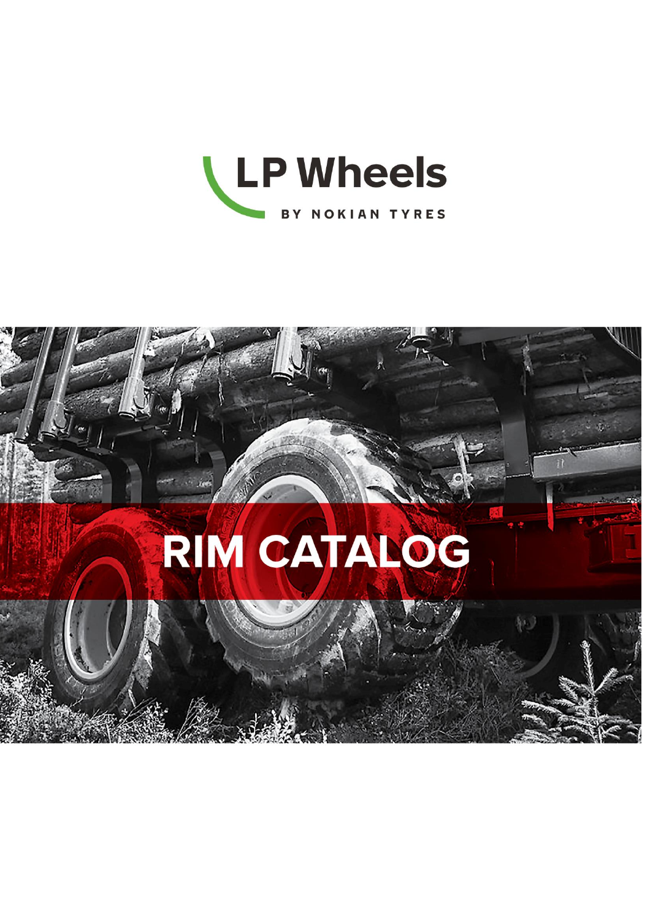LP Wheels

BY NOKIAN TYRES

# RIM CATALOG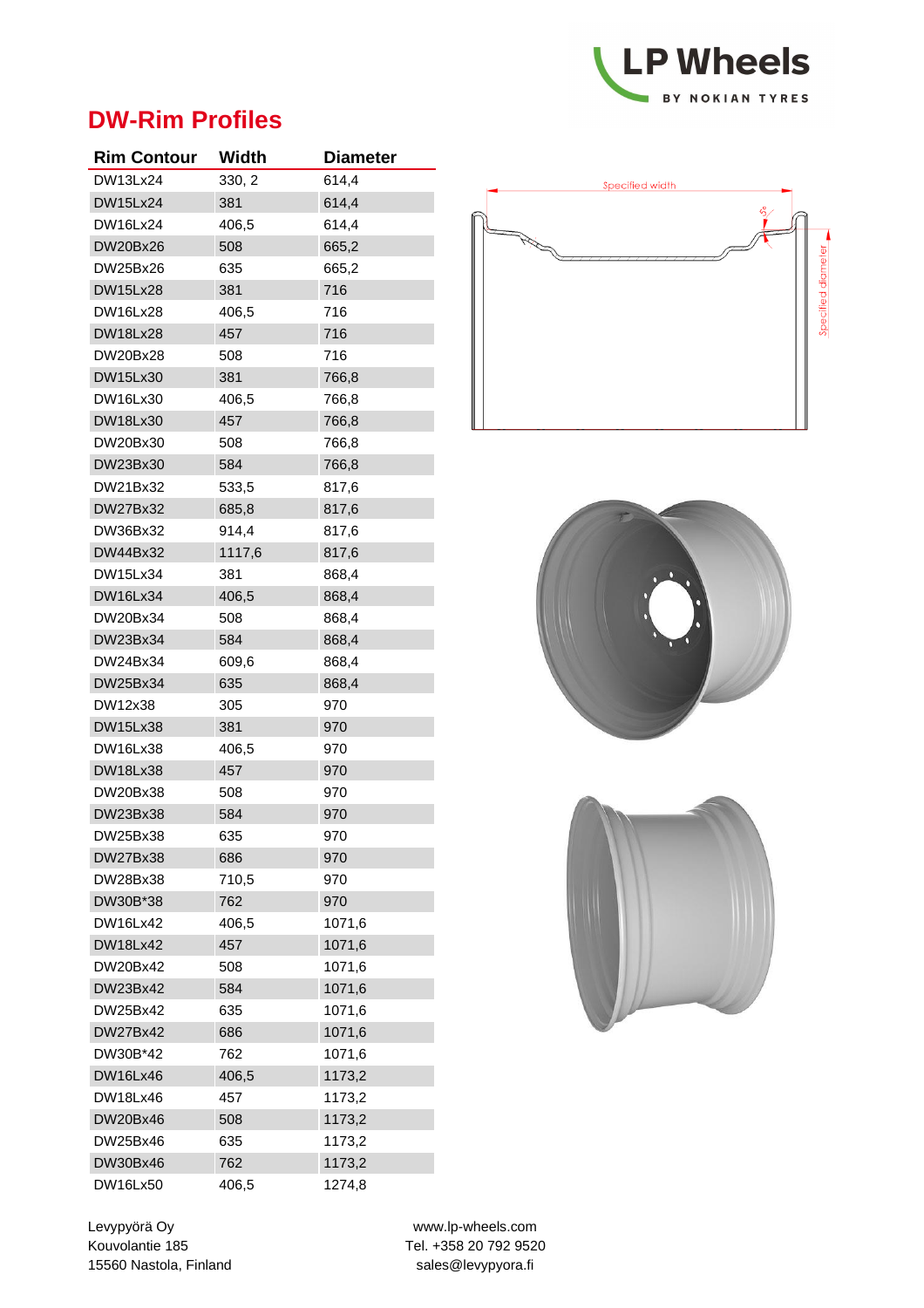# DW-Rim Profiles

| Rim Contour | Width | Diameter |
|---|---|---|
| DW13Lx24 | 330, 2 | 614,4 |
| DW15Lx24 | 381 | 614,4 |
| DW16Lx24 | 406,5 | 614,4 |
| DW20Bx26 | 508 | 665,2 |
| DW25Bx26 | 635 | 665,2 |
| DW15Lx28 | 381 | 716 |
| DW16Lx28 | 406,5 | 716 |
| DW18Lx28 | 457 | 716 |
| DW20Bx28 | 508 | 716 |
| DW15Lx30 | 381 | 766,8 |
| DW16Lx30 | 406,5 | 766,8 |
| DW18Lx30 | 457 | 766,8 |
| DW20Bx30 | 508 | 766,8 |
| DW23Bx30 | 584 | 766,8 |
| DW21Bx32 | 533,5 | 817,6 |
| DW27Bx32 | 685,8 | 817,6 |
| DW36Bx32 | 914,4 | 817,6 |
| DW44Bx32 | 1117,6 | 817,6 |
| DW15Lx34 | 381 | 868,4 |
| DW16Lx34 | 406,5 | 868,4 |
| DW20Bx34 | 508 | 868,4 |
| DW23Bx34 | 584 | 868,4 |
| DW24Bx34 | 609,6 | 868,4 |
| DW25Bx34 | 635 | 868,4 |
| DW12x38 | 305 | 970 |
| DW15Lx38 | 381 | 970 |
| DW16Lx38 | 406,5 | 970 |
| DW18Lx38 | 457 | 970 |
| DW20Bx38 | 508 | 970 |
| DW23Bx38 | 584 | 970 |
| DW25Bx38 | 635 | 970 |
| DW27Bx38 | 686 | 970 |
| DW28Bx38 | 710,5 | 970 |
| DW30B*38 | 762 | 970 |
| DW16Lx42 | 406,5 | 1071,6 |
| DW18Lx42 | 457 | 1071,6 |
| DW20Bx42 | 508 | 1071,6 |
| DW23Bx42 | 584 | 1071,6 |
| DW25Bx42 | 635 | 1071,6 |
| DW27Bx42 | 686 | 1071,6 |
| DW30B*42 | 762 | 1071,6 |
| DW16Lx46 | 406,5 | 1173,2 |
| DW18Lx46 | 457 | 1173,2 |
| DW20Bx46 | 508 | 1173,2 |
| DW25Bx46 | 635 | 1173,2 |
| DW30Bx46 | 762 | 1173,2 |
| DW16Lx50 | 406,5 | 1274,8 |

Specified width

Specified diameter

Levypyörä Oy
Kouvolantie 185
15560 Nastola, Finland

www.lp-wheels.com
Tel. +358 20 792 9520
sales@levypyora.fi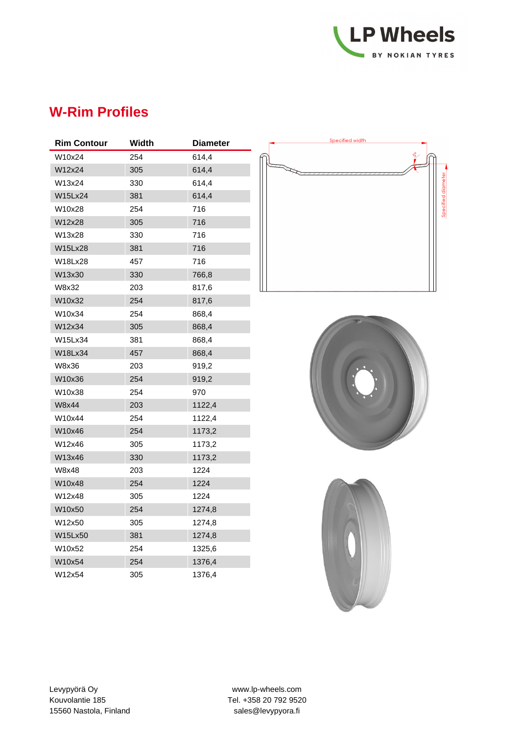## W-Rim Profiles

| Rim Contour | Width | Diameter |
|---|---|---|
| W10x24 | 254 | 614,4 |
| W12x24 | 305 | 614,4 |
| W13x24 | 330 | 614,4 |
| W15Lx24 | 381 | 614,4 |
| W10x28 | 254 | 716 |
| W12x28 | 305 | 716 |
| W13x28 | 330 | 716 |
| W15Lx28 | 381 | 716 |
| W18Lx28 | 457 | 716 |
| W13x30 | 330 | 766,8 |
| W8x32 | 203 | 817,6 |
| W10x32 | 254 | 817,6 |
| W10x34 | 254 | 868,4 |
| W12x34 | 305 | 868,4 |
| W15Lx34 | 381 | 868,4 |
| W18Lx34 | 457 | 868,4 |
| W8x36 | 203 | 919,2 |
| W10x36 | 254 | 919,2 |
| W10x38 | 254 | 970 |
| W8x44 | 203 | 1122,4 |
| W10x44 | 254 | 1122,4 |
| W10x46 | 254 | 1173,2 |
| W12x46 | 305 | 1173,2 |
| W13x46 | 330 | 1173,2 |
| W8x48 | 203 | 1224 |
| W10x48 | 254 | 1224 |
| W12x48 | 305 | 1224 |
| W10x50 | 254 | 1274,8 |
| W12x50 | 305 | 1274,8 |
| W15Lx50 | 381 | 1274,8 |
| W10x52 | 254 | 1325,6 |
| W10x54 | 254 | 1376,4 |
| W12x54 | 305 | 1376,4 |

Levypyörä Oy
Kouvolantie 185
15560 Nastola, Finland

www.lp-wheels.com
Tel. +358 20 792 9520
sales@levypyora.fi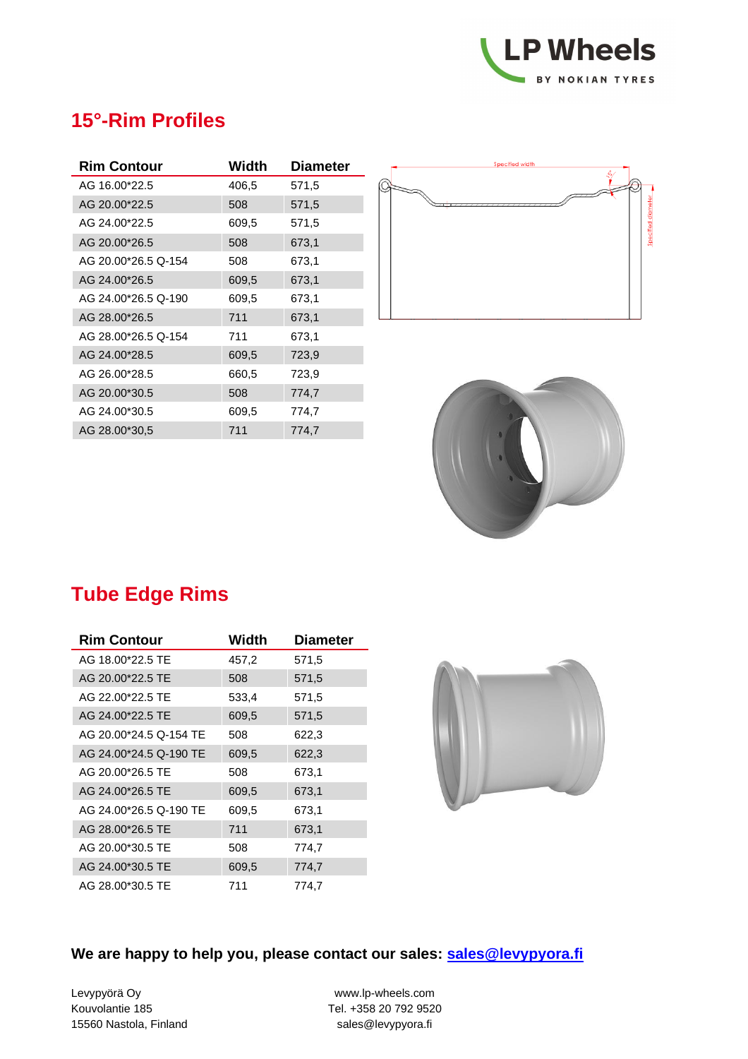## 15°-Rim Profiles

| Rim Contour | Width | Diameter |
|---|---|---|
| AG 16.00*22.5 | 406,5 | 571,5 |
| AG 20.00*22.5 | 508 | 571,5 |
| AG 24.00*22.5 | 609,5 | 571,5 |
| AG 20.00*26.5 | 508 | 673,1 |
| AG 20.00*26.5 Q-154 | 508 | 673,1 |
| AG 24.00*26.5 | 609,5 | 673,1 |
| AG 24.00*26.5 Q-190 | 609,5 | 673,1 |
| AG 28.00*26.5 | 711 | 673,1 |
| AG 28.00*26.5 Q-154 | 711 | 673,1 |
| AG 24.00*28.5 | 609,5 | 723,9 |
| AG 26.00*28.5 | 660,5 | 723,9 |
| AG 20.00*30.5 | 508 | 774,7 |
| AG 24.00*30.5 | 609,5 | 774,7 |
| AG 28.00*30,5 | 711 | 774,7 |

Specified width

Specified diameter

## Tube Edge Rims

| Rim Contour | Width | Diameter |
|---|---|---|
| AG 18.00*22.5 TE | 457,2 | 571,5 |
| AG 20.00*22.5 TE | 508 | 571,5 |
| AG 22.00*22.5 TE | 533,4 | 571,5 |
| AG 24.00*22.5 TE | 609,5 | 571,5 |
| AG 20.00*24.5 Q-154 TE | 508 | 622,3 |
| AG 24.00*24.5 Q-190 TE | 609,5 | 622,3 |
| AG 20.00*26.5 TE | 508 | 673,1 |
| AG 24.00*26.5 TE | 609,5 | 673,1 |
| AG 24.00*26.5 Q-190 TE | 609,5 | 673,1 |
| AG 28.00*26.5 TE | 711 | 673,1 |
| AG 20.00*30.5 TE | 508 | 774,7 |
| AG 24.00*30.5 TE | 609,5 | 774,7 |
| AG 28.00*30.5 TE | 711 | 774,7 |

**We are happy to help you, please contact our sales: sales@levypyora.fi**

Levypyörä Oy
Kouvolantie 185
15560 Nastola, Finland

www.lp-wheels.com
Tel. +358 20 792 9520
sales@levypyora.fi